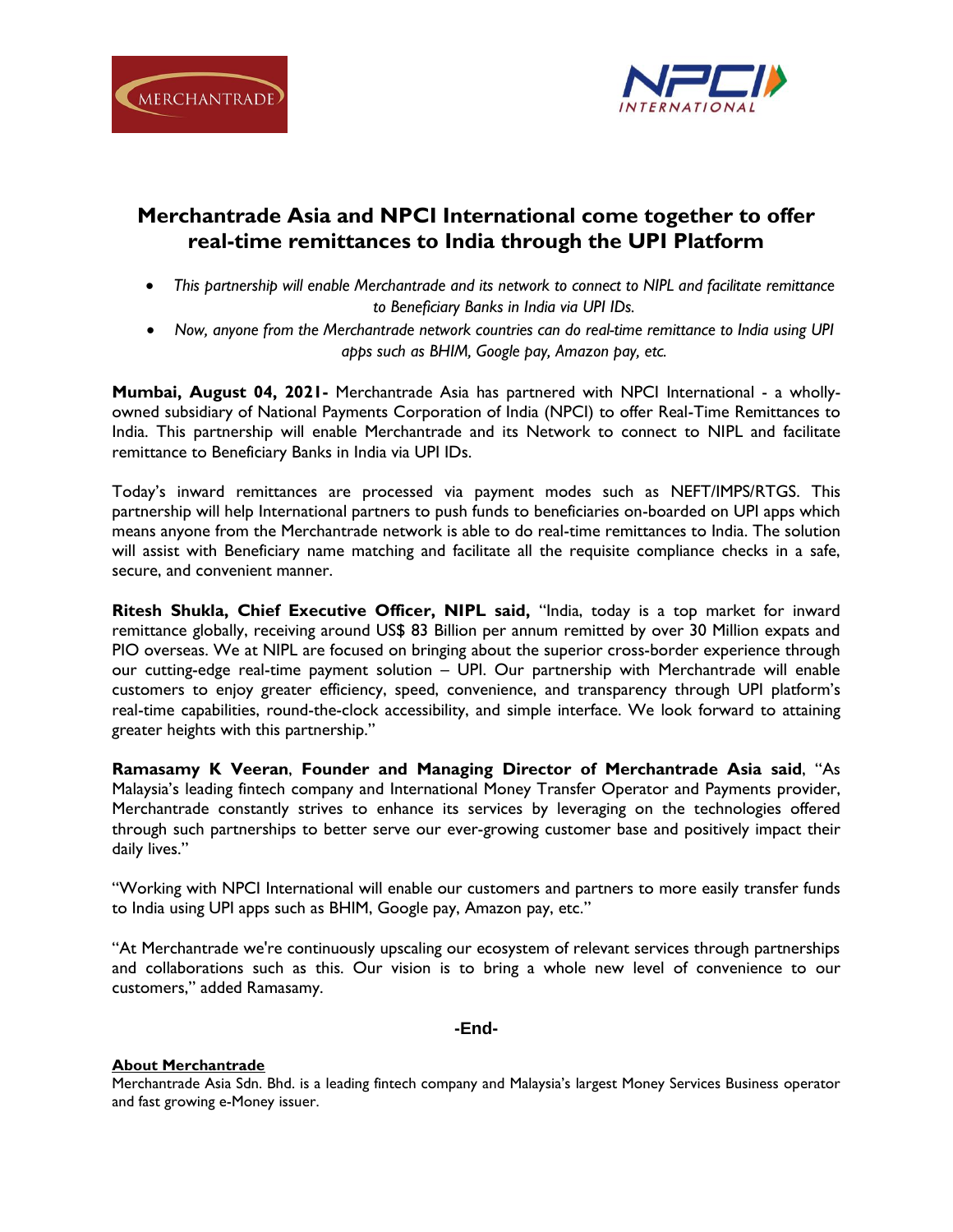# Merchantrade Asia and NPCI International come together to offer real-time remittances to India through the UPI Platform

- *This partnership will enable Merchantrade and its network to connect to NIPL and facilitate remittance to Beneficiary Banks in India via UPI IDs.*
- *Now, anyone from the Merchantrade network countries can do real-time remittance to India using UPI apps such as BHIM, Google pay, Amazon pay, etc.*

**Mumbai, August 04, 2021-** Merchantrade Asia has partnered with NPCI International - a wholly-owned subsidiary of National Payments Corporation of India (NPCI) to offer Real-Time Remittances to India. This partnership will enable Merchantrade and its Network to connect to NIPL and facilitate remittance to Beneficiary Banks in India via UPI IDs.

Today's inward remittances are processed via payment modes such as NEFT/IMPS/RTGS. This partnership will help International partners to push funds to beneficiaries on-boarded on UPI apps which means anyone from the Merchantrade network is able to do real-time remittances to India. The solution will assist with Beneficiary name matching and facilitate all the requisite compliance checks in a safe, secure, and convenient manner.

**Ritesh Shukla, Chief Executive Officer, NIPL said,** "India, today is a top market for inward remittance globally, receiving around US$ 83 Billion per annum remitted by over 30 Million expats and PIO overseas. We at NIPL are focused on bringing about the superior cross-border experience through our cutting-edge real-time payment solution – UPI. Our partnership with Merchantrade will enable customers to enjoy greater efficiency, speed, convenience, and transparency through UPI platform's real-time capabilities, round-the-clock accessibility, and simple interface. We look forward to attaining greater heights with this partnership."

**Ramasamy K Veeran**, **Founder and Managing Director of Merchantrade Asia said**, "As Malaysia's leading fintech company and International Money Transfer Operator and Payments provider, Merchantrade constantly strives to enhance its services by leveraging on the technologies offered through such partnerships to better serve our ever-growing customer base and positively impact their daily lives."

"Working with NPCI International will enable our customers and partners to more easily transfer funds to India using UPI apps such as BHIM, Google pay, Amazon pay, etc."

"At Merchantrade we're continuously upscaling our ecosystem of relevant services through partnerships and collaborations such as this. Our vision is to bring a whole new level of convenience to our customers," added Ramasamy.

**-End-**

**About Merchantrade**

Merchantrade Asia Sdn. Bhd. is a leading fintech company and Malaysia's largest Money Services Business operator and fast growing e-Money issuer.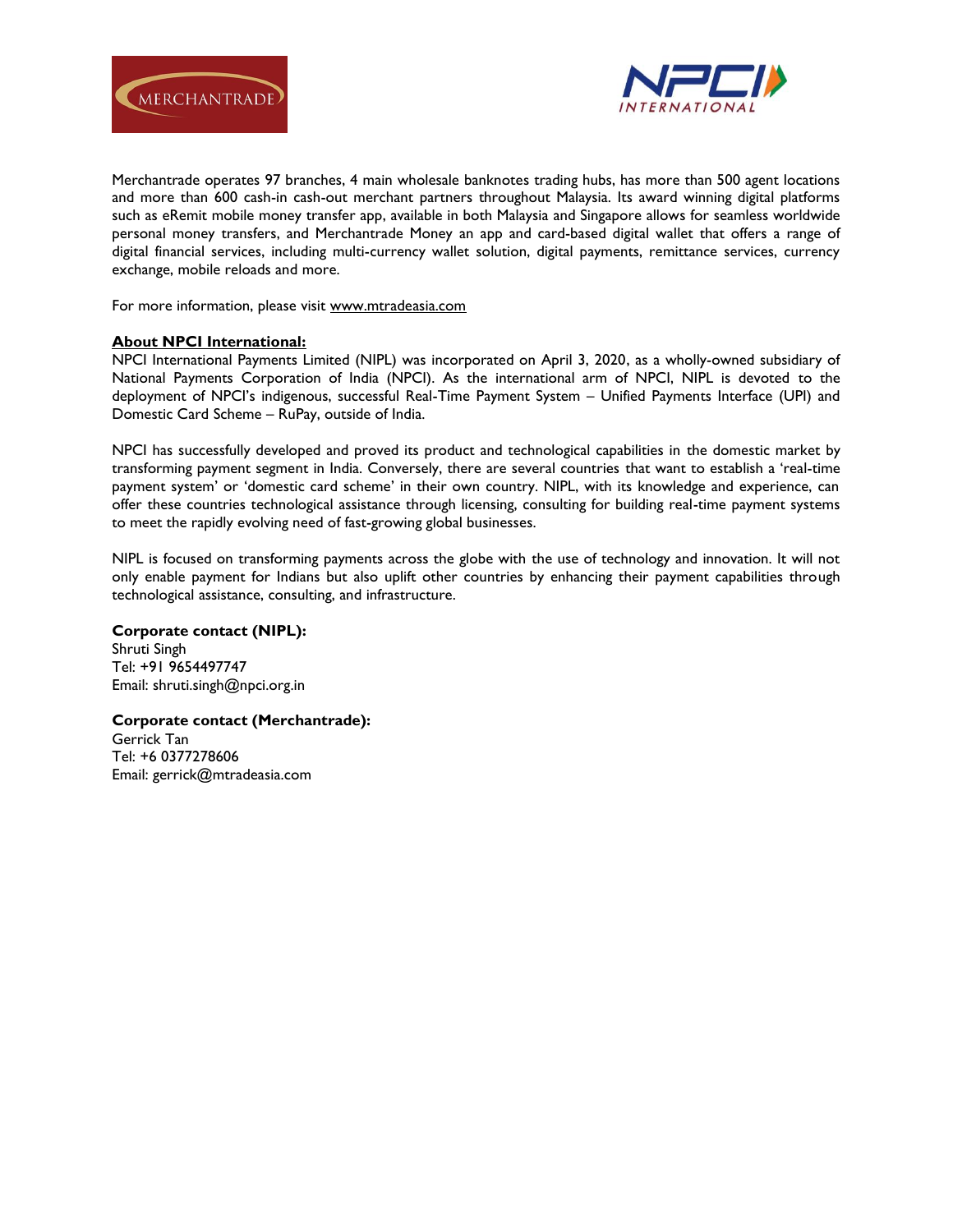Merchantrade operates 97 branches, 4 main wholesale banknotes trading hubs, has more than 500 agent locations and more than 600 cash-in cash-out merchant partners throughout Malaysia. Its award winning digital platforms such as eRemit mobile money transfer app, available in both Malaysia and Singapore allows for seamless worldwide personal money transfers, and Merchantrade Money an app and card-based digital wallet that offers a range of digital financial services, including multi-currency wallet solution, digital payments, remittance services, currency exchange, mobile reloads and more.

For more information, please visit www.mtradeasia.com

**About NPCI International:**

NPCI International Payments Limited (NIPL) was incorporated on April 3, 2020, as a wholly-owned subsidiary of National Payments Corporation of India (NPCI). As the international arm of NPCI, NIPL is devoted to the deployment of NPCI's indigenous, successful Real-Time Payment System – Unified Payments Interface (UPI) and Domestic Card Scheme – RuPay, outside of India.

NPCI has successfully developed and proved its product and technological capabilities in the domestic market by transforming payment segment in India. Conversely, there are several countries that want to establish a 'real-time payment system' or 'domestic card scheme' in their own country. NIPL, with its knowledge and experience, can offer these countries technological assistance through licensing, consulting for building real-time payment systems to meet the rapidly evolving need of fast-growing global businesses.

NIPL is focused on transforming payments across the globe with the use of technology and innovation. It will not only enable payment for Indians but also uplift other countries by enhancing their payment capabilities through technological assistance, consulting, and infrastructure.

**Corporate contact (NIPL):**
Shruti Singh
Tel: +91 9654497747
Email: shruti.singh@npci.org.in

**Corporate contact (Merchantrade):**
Gerrick Tan
Tel: +6 0377278606
Email: gerrick@mtradeasia.com